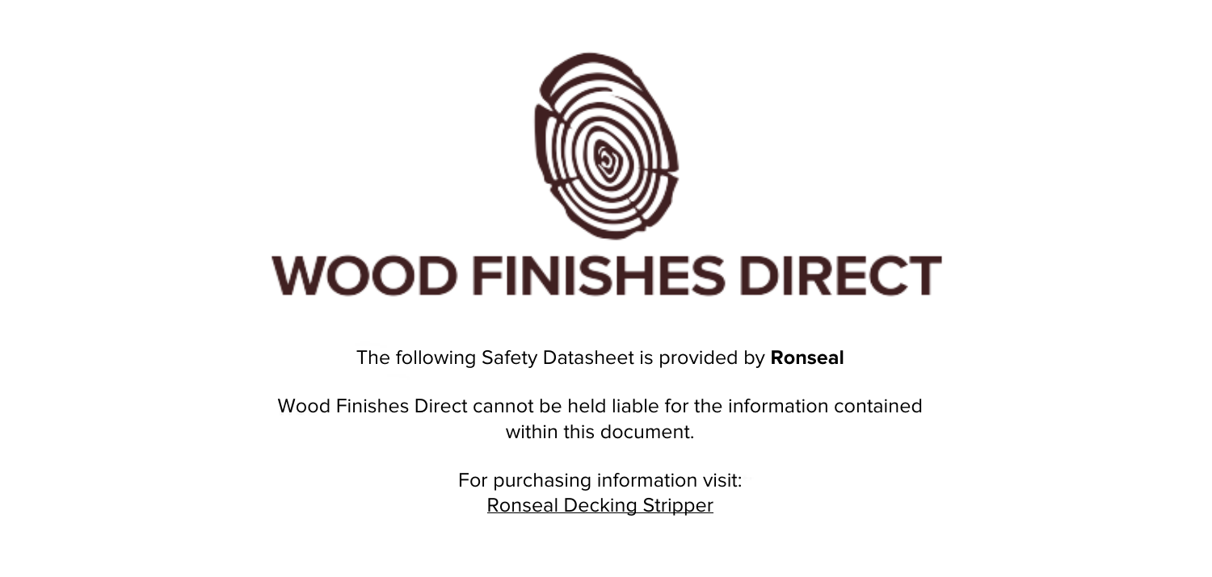# WOOD FINISHES DIRECT

The following Safety Datasheet is provided by **Ronseal**

Wood Finishes Direct cannot be held liable for the information contained within this document.

For purchasing information visit:
Ronseal Decking Stripper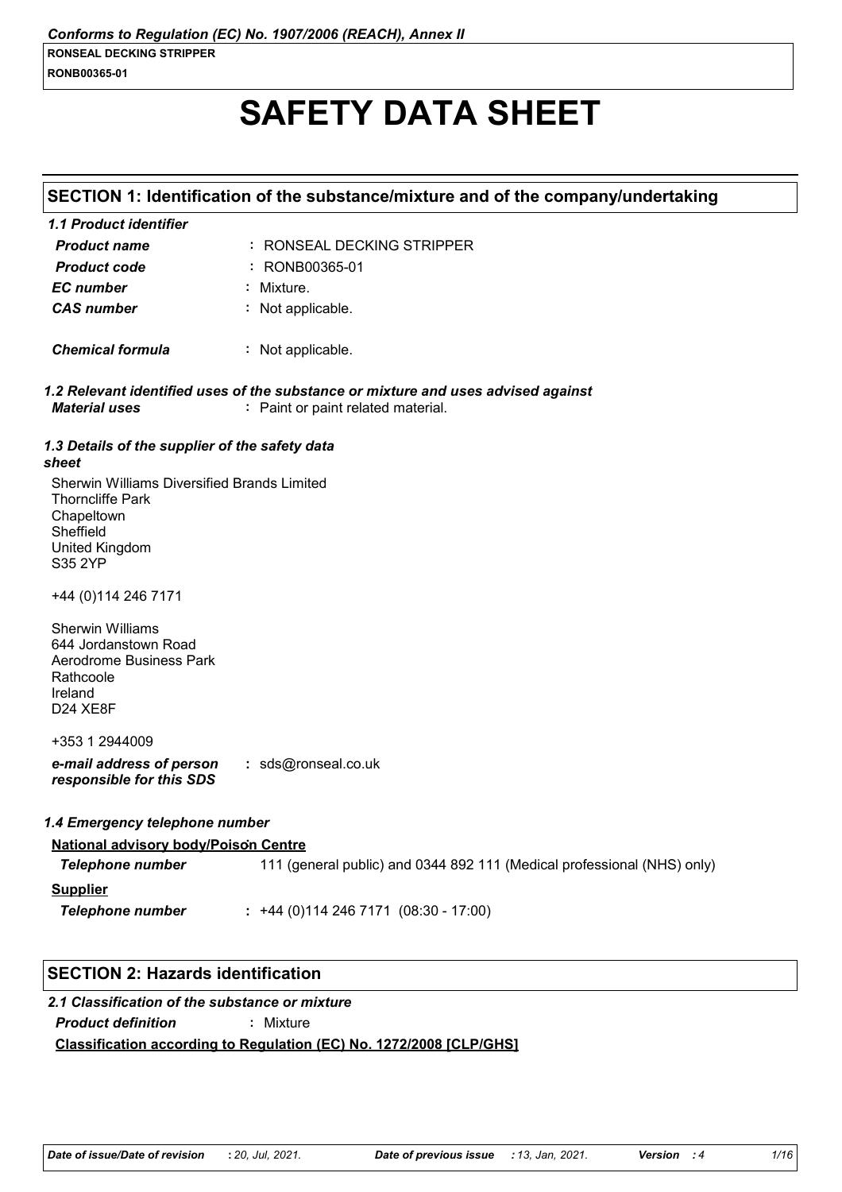# SAFETY DATA SHEET

## SECTION 1: Identification of the substance/mixture and of the company/undertaking

### 1.1 Product identifier

| | | |
|---|---|---|
| *Product name* | : | RONSEAL DECKING STRIPPER |
| *Product code* | : | RONB00365-01 |
| *EC number* | : | Mixture. |
| *CAS number* | : | Not applicable. |
| *Chemical formula* | : | Not applicable. |

### 1.2 Relevant identified uses of the substance or mixture and uses advised against

*Material uses* : Paint or paint related material.

### 1.3 Details of the supplier of the safety data sheet

Sherwin Williams Diversified Brands Limited
Thorncliffe Park
Chapeltown
Sheffield
United Kingdom
S35 2YP

+44 (0)114 246 7171

Sherwin Williams
644 Jordanstown Road
Aerodrome Business Park
Rathcoole
Ireland
D24 XE8F

+353 1 2944009

*e-mail address of person responsible for this SDS* : sds@ronseal.co.uk

### 1.4 Emergency telephone number

**National advisory body/Poison Centre**

*Telephone number* 111 (general public) and 0344 892 111 (Medical professional (NHS) only)

**Supplier**

*Telephone number* : +44 (0)114 246 7171 (08:30 - 17:00)

## SECTION 2: Hazards identification

### 2.1 Classification of the substance or mixture

*Product definition* : Mixture

**Classification according to Regulation (EC) No. 1272/2008 [CLP/GHS]**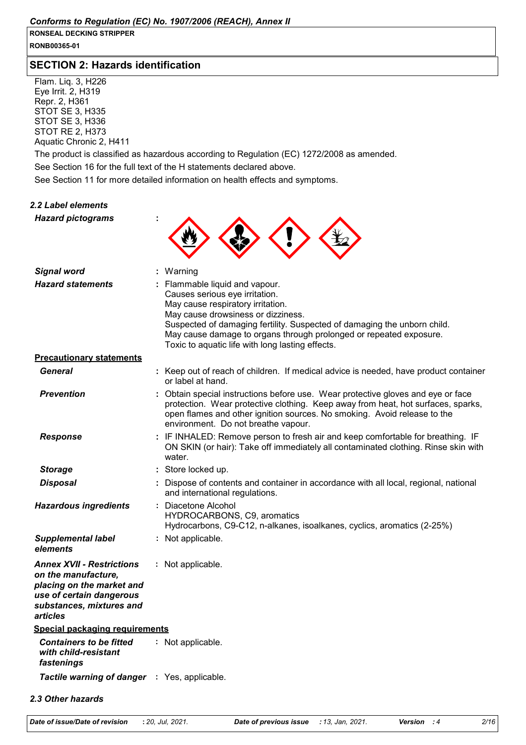## SECTION 2: Hazards identification

Flam. Liq. 3, H226
Eye Irrit. 2, H319
Repr. 2, H361
STOT SE 3, H335
STOT SE 3, H336
STOT RE 2, H373
Aquatic Chronic 2, H411

The product is classified as hazardous according to Regulation (EC) 1272/2008 as amended.

See Section 16 for the full text of the H statements declared above.

See Section 11 for more detailed information on health effects and symptoms.

### *2.2 Label elements*

***Hazard pictograms*** :

***Signal word*** : Warning

***Hazard statements*** : Flammable liquid and vapour.
Causes serious eye irritation.
May cause respiratory irritation.
May cause drowsiness or dizziness.
Suspected of damaging fertility. Suspected of damaging the unborn child.
May cause damage to organs through prolonged or repeated exposure.
Toxic to aquatic life with long lasting effects.

**Precautionary statements**

***General*** : Keep out of reach of children. If medical advice is needed, have product container or label at hand.

***Prevention*** : Obtain special instructions before use. Wear protective gloves and eye or face protection. Wear protective clothing. Keep away from heat, hot surfaces, sparks, open flames and other ignition sources. No smoking. Avoid release to the environment. Do not breathe vapour.

***Response*** : IF INHALED: Remove person to fresh air and keep comfortable for breathing. IF ON SKIN (or hair): Take off immediately all contaminated clothing. Rinse skin with water.

***Storage*** : Store locked up.

***Disposal*** : Dispose of contents and container in accordance with all local, regional, national and international regulations.

***Hazardous ingredients*** : Diacetone Alcohol
HYDROCARBONS, C9, aromatics
Hydrocarbons, C9-C12, n-alkanes, isoalkanes, cyclics, aromatics (2-25%)

***Supplemental label elements*** : Not applicable.

***Annex XVII - Restrictions on the manufacture, placing on the market and use of certain dangerous substances, mixtures and articles*** : Not applicable.

**Special packaging requirements**

***Containers to be fitted with child-resistant fastenings*** : Not applicable.

***Tactile warning of danger*** : Yes, applicable.

### *2.3 Other hazards*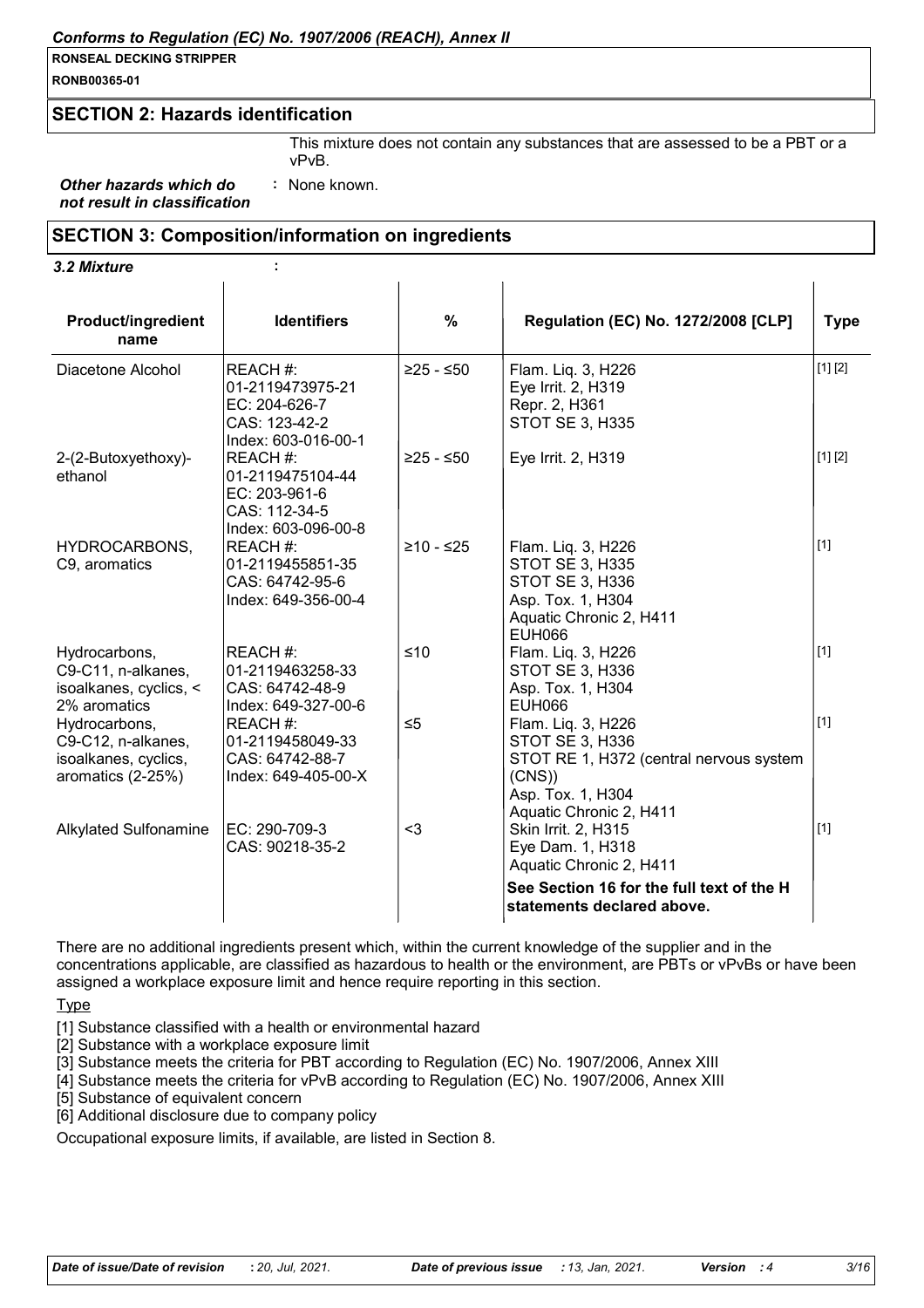## SECTION 2: Hazards identification

This mixture does not contain any substances that are assessed to be a PBT or a vPvB.

***Other hazards which do not result in classification*** **:** None known.

## SECTION 3: Composition/information on ingredients

***3.2 Mixture*** **:**

| Product/ingredient name | Identifiers | % | Regulation (EC) No. 1272/2008 [CLP] | Type |
|---|---|---|---|---|
| Diacetone Alcohol | REACH #: 01-2119473975-21<br>EC: 204-626-7<br>CAS: 123-42-2<br>Index: 603-016-00-1 | ≥25 - ≤50 | Flam. Liq. 3, H226<br>Eye Irrit. 2, H319<br>Repr. 2, H361<br>STOT SE 3, H335 | [1] [2] |
| 2-(2-Butoxyethoxy)-ethanol | REACH #: 01-2119475104-44<br>EC: 203-961-6<br>CAS: 112-34-5<br>Index: 603-096-00-8 | ≥25 - ≤50 | Eye Irrit. 2, H319 | [1] [2] |
| HYDROCARBONS, C9, aromatics | REACH #: 01-2119455851-35<br>CAS: 64742-95-6<br>Index: 649-356-00-4 | ≥10 - ≤25 | Flam. Liq. 3, H226<br>STOT SE 3, H335<br>STOT SE 3, H336<br>Asp. Tox. 1, H304<br>Aquatic Chronic 2, H411<br>EUH066 | [1] |
| Hydrocarbons, C9-C11, n-alkanes, isoalkanes, cyclics, < 2% aromatics | REACH #: 01-2119463258-33<br>CAS: 64742-48-9<br>Index: 649-327-00-6 | ≤10 | Flam. Liq. 3, H226<br>STOT SE 3, H336<br>Asp. Tox. 1, H304<br>EUH066 | [1] |
| Hydrocarbons, C9-C12, n-alkanes, isoalkanes, cyclics, aromatics (2-25%) | REACH #: 01-2119458049-33<br>CAS: 64742-88-7<br>Index: 649-405-00-X | ≤5 | Flam. Liq. 3, H226<br>STOT SE 3, H336<br>STOT RE 1, H372 (central nervous system (CNS))<br>Asp. Tox. 1, H304<br>Aquatic Chronic 2, H411 | [1] |
| Alkylated Sulfonamine | EC: 290-709-3<br>CAS: 90218-35-2 | <3 | Skin Irrit. 2, H315<br>Eye Dam. 1, H318<br>Aquatic Chronic 2, H411 | [1] |
| | | | **See Section 16 for the full text of the H statements declared above.** | |

There are no additional ingredients present which, within the current knowledge of the supplier and in the concentrations applicable, are classified as hazardous to health or the environment, are PBTs or vPvBs or have been assigned a workplace exposure limit and hence require reporting in this section.

Type

[1] Substance classified with a health or environmental hazard

[2] Substance with a workplace exposure limit

[3] Substance meets the criteria for PBT according to Regulation (EC) No. 1907/2006, Annex XIII

[4] Substance meets the criteria for vPvB according to Regulation (EC) No. 1907/2006, Annex XIII

[5] Substance of equivalent concern

[6] Additional disclosure due to company policy

Occupational exposure limits, if available, are listed in Section 8.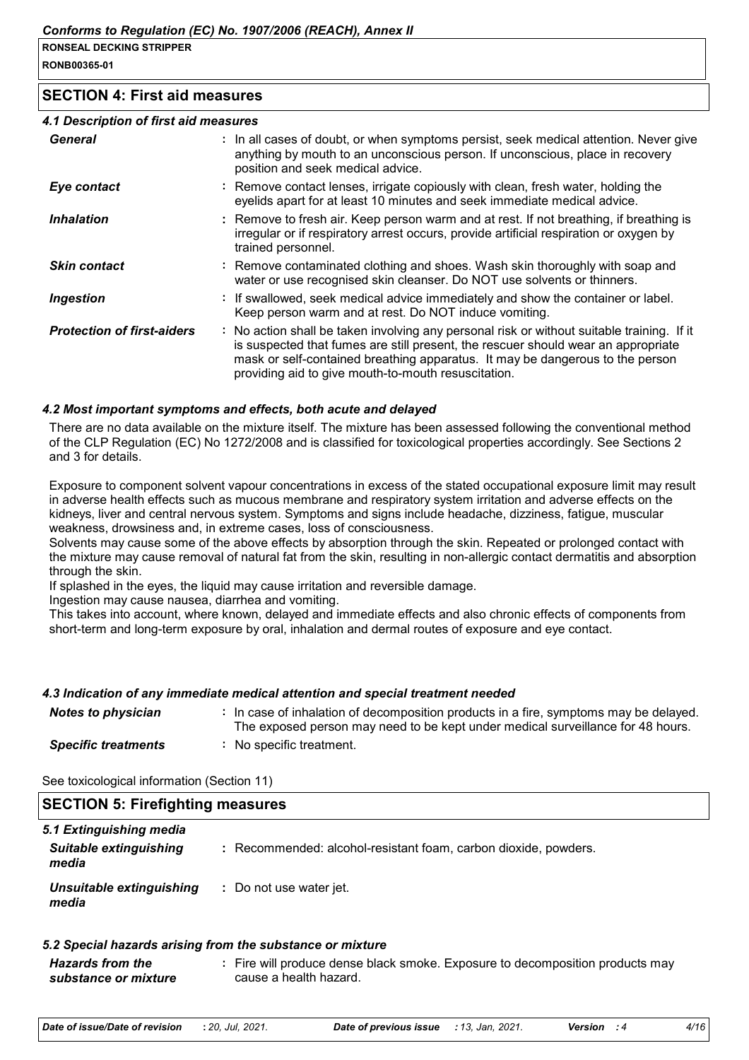## SECTION 4: First aid measures

### 4.1 Description of first aid measures

| | |
|---|---|
| ***General*** | : In all cases of doubt, or when symptoms persist, seek medical attention. Never give anything by mouth to an unconscious person. If unconscious, place in recovery position and seek medical advice. |
| ***Eye contact*** | : Remove contact lenses, irrigate copiously with clean, fresh water, holding the eyelids apart for at least 10 minutes and seek immediate medical advice. |
| ***Inhalation*** | : Remove to fresh air. Keep person warm and at rest. If not breathing, if breathing is irregular or if respiratory arrest occurs, provide artificial respiration or oxygen by trained personnel. |
| ***Skin contact*** | : Remove contaminated clothing and shoes. Wash skin thoroughly with soap and water or use recognised skin cleanser. Do NOT use solvents or thinners. |
| ***Ingestion*** | : If swallowed, seek medical advice immediately and show the container or label. Keep person warm and at rest. Do NOT induce vomiting. |
| ***Protection of first-aiders*** | : No action shall be taken involving any personal risk or without suitable training. If it is suspected that fumes are still present, the rescuer should wear an appropriate mask or self-contained breathing apparatus. It may be dangerous to the person providing aid to give mouth-to-mouth resuscitation. |

### 4.2 Most important symptoms and effects, both acute and delayed

There are no data available on the mixture itself. The mixture has been assessed following the conventional method of the CLP Regulation (EC) No 1272/2008 and is classified for toxicological properties accordingly. See Sections 2 and 3 for details.

Exposure to component solvent vapour concentrations in excess of the stated occupational exposure limit may result in adverse health effects such as mucous membrane and respiratory system irritation and adverse effects on the kidneys, liver and central nervous system. Symptoms and signs include headache, dizziness, fatigue, muscular weakness, drowsiness and, in extreme cases, loss of consciousness.
Solvents may cause some of the above effects by absorption through the skin. Repeated or prolonged contact with the mixture may cause removal of natural fat from the skin, resulting in non-allergic contact dermatitis and absorption through the skin.
If splashed in the eyes, the liquid may cause irritation and reversible damage.
Ingestion may cause nausea, diarrhea and vomiting.
This takes into account, where known, delayed and immediate effects and also chronic effects of components from short-term and long-term exposure by oral, inhalation and dermal routes of exposure and eye contact.

### 4.3 Indication of any immediate medical attention and special treatment needed

| | |
|---|---|
| ***Notes to physician*** | : In case of inhalation of decomposition products in a fire, symptoms may be delayed. The exposed person may need to be kept under medical surveillance for 48 hours. |
| ***Specific treatments*** | : No specific treatment. |

See toxicological information (Section 11)

## SECTION 5: Firefighting measures

### 5.1 Extinguishing media

| | |
|---|---|
| ***Suitable extinguishing media*** | : Recommended: alcohol-resistant foam, carbon dioxide, powders. |
| ***Unsuitable extinguishing media*** | : Do not use water jet. |

### 5.2 Special hazards arising from the substance or mixture

| | |
|---|---|
| ***Hazards from the substance or mixture*** | : Fire will produce dense black smoke. Exposure to decomposition products may cause a health hazard. |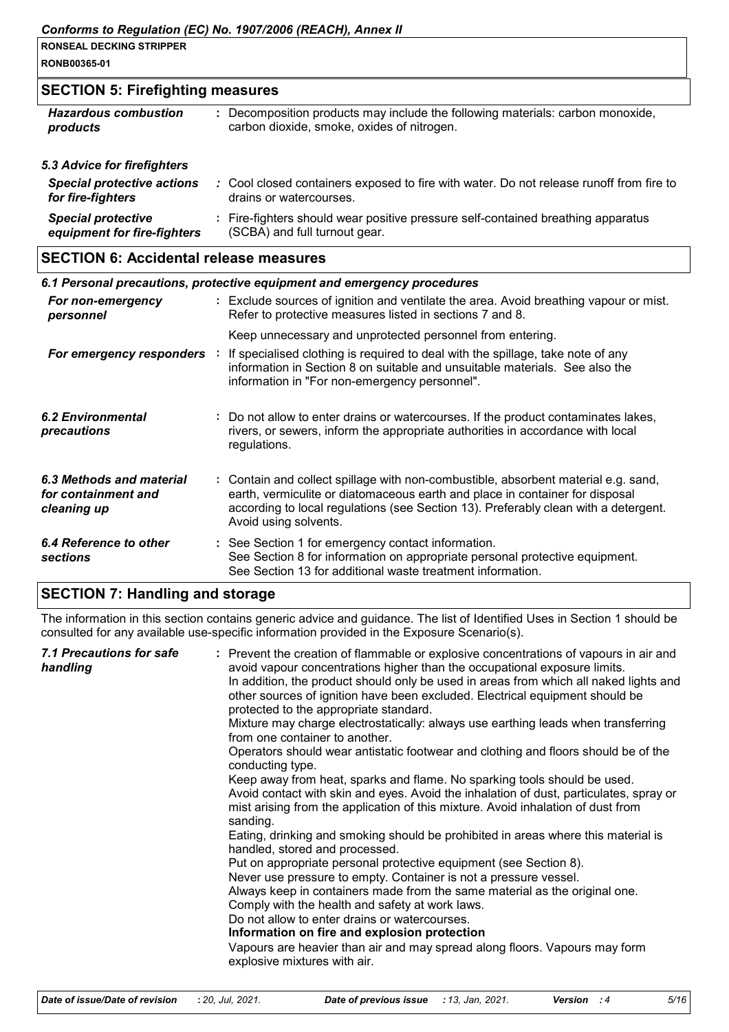## SECTION 5: Firefighting measures

| | |
|---|---|
| ***Hazardous combustion products*** | : Decomposition products may include the following materials: carbon monoxide, carbon dioxide, smoke, oxides of nitrogen. |

***5.3 Advice for firefighters***

| | |
|---|---|
| ***Special protective actions for fire-fighters*** | : Cool closed containers exposed to fire with water. Do not release runoff from fire to drains or watercourses. |
| ***Special protective equipment for fire-fighters*** | : Fire-fighters should wear positive pressure self-contained breathing apparatus (SCBA) and full turnout gear. |

## SECTION 6: Accidental release measures

***6.1 Personal precautions, protective equipment and emergency procedures***

| | |
|---|---|
| ***For non-emergency personnel*** | : Exclude sources of ignition and ventilate the area. Avoid breathing vapour or mist. Refer to protective measures listed in sections 7 and 8. Keep unnecessary and unprotected personnel from entering. |
| ***For emergency responders*** | : If specialised clothing is required to deal with the spillage, take note of any information in Section 8 on suitable and unsuitable materials. See also the information in "For non-emergency personnel". |
| ***6.2 Environmental precautions*** | : Do not allow to enter drains or watercourses. If the product contaminates lakes, rivers, or sewers, inform the appropriate authorities in accordance with local regulations. |
| ***6.3 Methods and material for containment and cleaning up*** | : Contain and collect spillage with non-combustible, absorbent material e.g. sand, earth, vermiculite or diatomaceous earth and place in container for disposal according to local regulations (see Section 13). Preferably clean with a detergent. Avoid using solvents. |
| ***6.4 Reference to other sections*** | : See Section 1 for emergency contact information. See Section 8 for information on appropriate personal protective equipment. See Section 13 for additional waste treatment information. |

## SECTION 7: Handling and storage

The information in this section contains generic advice and guidance. The list of Identified Uses in Section 1 should be consulted for any available use-specific information provided in the Exposure Scenario(s).

***7.1 Precautions for safe handling***

: Prevent the creation of flammable or explosive concentrations of vapours in air and avoid vapour concentrations higher than the occupational exposure limits.
In addition, the product should only be used in areas from which all naked lights and other sources of ignition have been excluded. Electrical equipment should be protected to the appropriate standard.
Mixture may charge electrostatically: always use earthing leads when transferring from one container to another.
Operators should wear antistatic footwear and clothing and floors should be of the conducting type.
Keep away from heat, sparks and flame. No sparking tools should be used.
Avoid contact with skin and eyes. Avoid the inhalation of dust, particulates, spray or mist arising from the application of this mixture. Avoid inhalation of dust from sanding.
Eating, drinking and smoking should be prohibited in areas where this material is handled, stored and processed.
Put on appropriate personal protective equipment (see Section 8).
Never use pressure to empty. Container is not a pressure vessel.
Always keep in containers made from the same material as the original one.
Comply with the health and safety at work laws.
Do not allow to enter drains or watercourses.

**Information on fire and explosion protection**

Vapours are heavier than air and may spread along floors. Vapours may form explosive mixtures with air.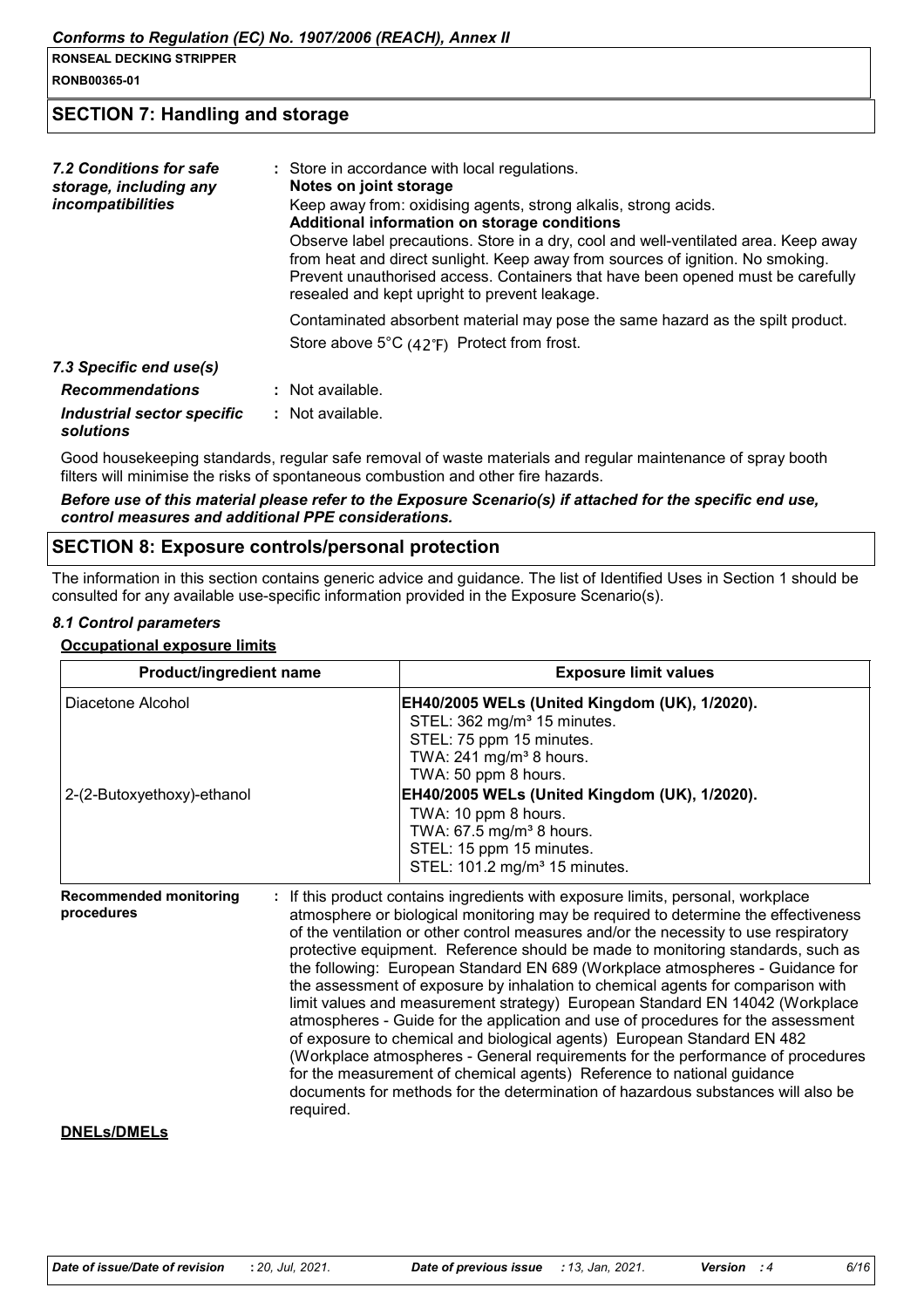## SECTION 7: Handling and storage

**7.2 Conditions for safe storage, including any incompatibilities**
: Store in accordance with local regulations.

**Notes on joint storage**

Keep away from: oxidising agents, strong alkalis, strong acids.

**Additional information on storage conditions**

Observe label precautions. Store in a dry, cool and well-ventilated area. Keep away from heat and direct sunlight. Keep away from sources of ignition. No smoking. Prevent unauthorised access. Containers that have been opened must be carefully resealed and kept upright to prevent leakage.

Contaminated absorbent material may pose the same hazard as the spilt product.

Store above 5°C (42°F) Protect from frost.

***7.3 Specific end use(s)***

***Recommendations*** : Not available.

***Industrial sector specific solutions*** : Not available.

Good housekeeping standards, regular safe removal of waste materials and regular maintenance of spray booth filters will minimise the risks of spontaneous combustion and other fire hazards.

***Before use of this material please refer to the Exposure Scenario(s) if attached for the specific end use, control measures and additional PPE considerations.***

## SECTION 8: Exposure controls/personal protection

The information in this section contains generic advice and guidance. The list of Identified Uses in Section 1 should be consulted for any available use-specific information provided in the Exposure Scenario(s).

***8.1 Control parameters***

**Occupational exposure limits**

| Product/ingredient name | Exposure limit values |
| --- | --- |
| Diacetone Alcohol | **EH40/2005 WELs (United Kingdom (UK), 1/2020).**<br>STEL: 362 mg/m³ 15 minutes.<br>STEL: 75 ppm 15 minutes.<br>TWA: 241 mg/m³ 8 hours.<br>TWA: 50 ppm 8 hours. |
| 2-(2-Butoxyethoxy)-ethanol | **EH40/2005 WELs (United Kingdom (UK), 1/2020).**<br>TWA: 10 ppm 8 hours.<br>TWA: 67.5 mg/m³ 8 hours.<br>STEL: 15 ppm 15 minutes.<br>STEL: 101.2 mg/m³ 15 minutes. |

**Recommended monitoring procedures** : If this product contains ingredients with exposure limits, personal, workplace atmosphere or biological monitoring may be required to determine the effectiveness of the ventilation or other control measures and/or the necessity to use respiratory protective equipment. Reference should be made to monitoring standards, such as the following: European Standard EN 689 (Workplace atmospheres - Guidance for the assessment of exposure by inhalation to chemical agents for comparison with limit values and measurement strategy) European Standard EN 14042 (Workplace atmospheres - Guide for the application and use of procedures for the assessment of exposure to chemical and biological agents) European Standard EN 482 (Workplace atmospheres - General requirements for the performance of procedures for the measurement of chemical agents) Reference to national guidance documents for methods for the determination of hazardous substances will also be required.

**DNELs/DMELs**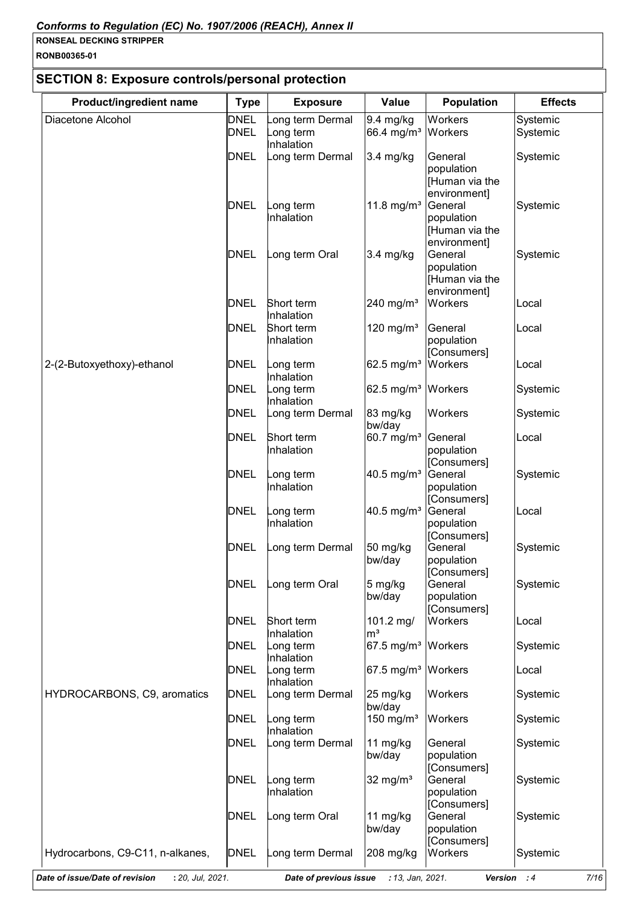## SECTION 8: Exposure controls/personal protection

| Product/ingredient name | Type | Exposure | Value | Population | Effects |
| --- | --- | --- | --- | --- | --- |
| Diacetone Alcohol | DNEL | Long term Dermal | 9.4 mg/kg | Workers | Systemic |
| | DNEL | Long term Inhalation | 66.4 mg/m³ | Workers | Systemic |
| | DNEL | Long term Dermal | 3.4 mg/kg | General population [Human via the environment] | Systemic |
| | DNEL | Long term Inhalation | 11.8 mg/m³ | General population [Human via the environment] | Systemic |
| | DNEL | Long term Oral | 3.4 mg/kg | General population [Human via the environment] | Systemic |
| | DNEL | Short term Inhalation | 240 mg/m³ | Workers | Local |
| | DNEL | Short term Inhalation | 120 mg/m³ | General population [Consumers] | Local |
| 2-(2-Butoxyethoxy)-ethanol | DNEL | Long term Inhalation | 62.5 mg/m³ | Workers | Local |
| | DNEL | Long term Inhalation | 62.5 mg/m³ | Workers | Systemic |
| | DNEL | Long term Dermal | 83 mg/kg bw/day | Workers | Systemic |
| | DNEL | Short term Inhalation | 60.7 mg/m³ | General population [Consumers] | Local |
| | DNEL | Long term Inhalation | 40.5 mg/m³ | General population [Consumers] | Systemic |
| | DNEL | Long term Inhalation | 40.5 mg/m³ | General population [Consumers] | Local |
| | DNEL | Long term Dermal | 50 mg/kg bw/day | General population [Consumers] | Systemic |
| | DNEL | Long term Oral | 5 mg/kg bw/day | General population [Consumers] | Systemic |
| | DNEL | Short term Inhalation | 101.2 mg/m³ | Workers | Local |
| | DNEL | Long term Inhalation | 67.5 mg/m³ | Workers | Systemic |
| | DNEL | Long term Inhalation | 67.5 mg/m³ | Workers | Local |
| HYDROCARBONS, C9, aromatics | DNEL | Long term Dermal | 25 mg/kg bw/day | Workers | Systemic |
| | DNEL | Long term Inhalation | 150 mg/m³ | Workers | Systemic |
| | DNEL | Long term Dermal | 11 mg/kg bw/day | General population [Consumers] | Systemic |
| | DNEL | Long term Inhalation | 32 mg/m³ | General population [Consumers] | Systemic |
| | DNEL | Long term Oral | 11 mg/kg bw/day | General population [Consumers] | Systemic |
| Hydrocarbons, C9-C11, n-alkanes, | DNEL | Long term Dermal | 208 mg/kg | Workers | Systemic |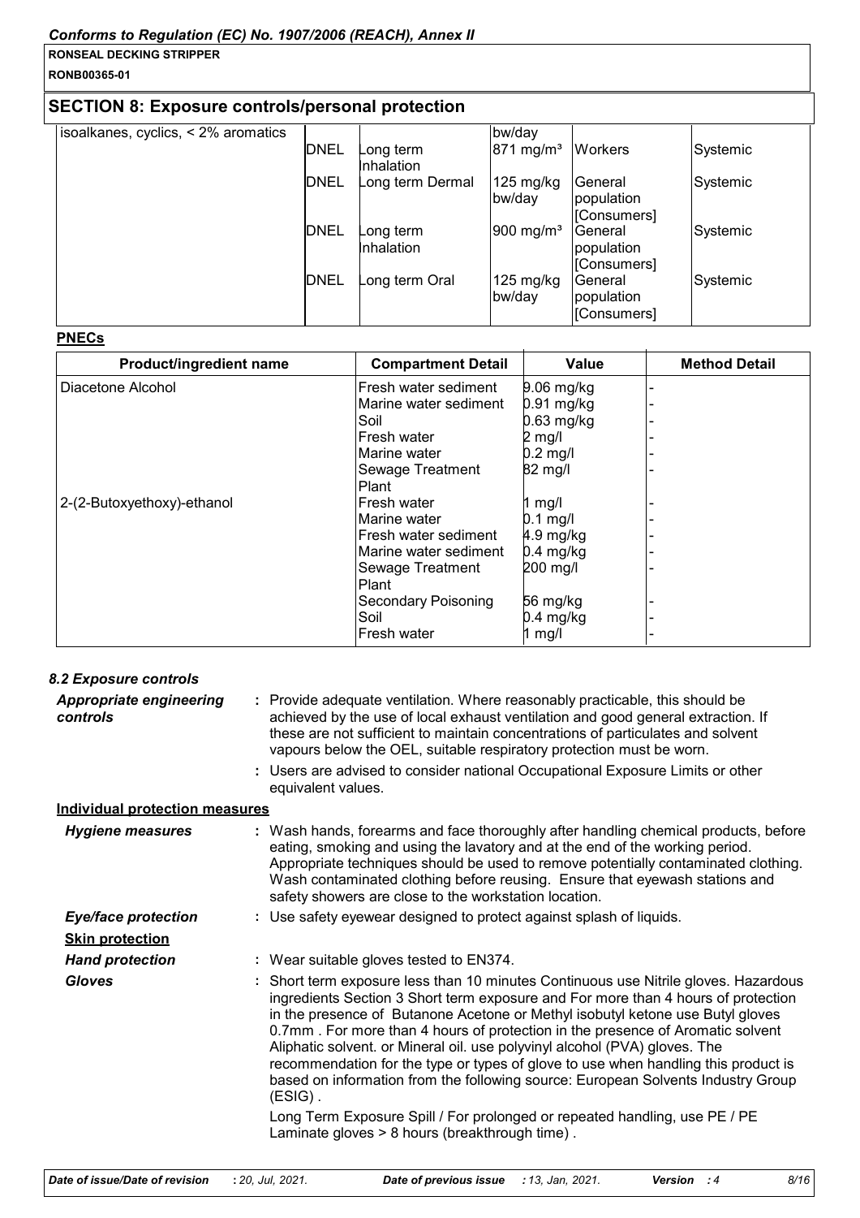## SECTION 8: Exposure controls/personal protection

| | | | | | |
|---|---|---|---|---|---|
| isoalkanes, cyclics, < 2% aromatics | | | bw/day | | |
| | DNEL | Long term Inhalation | 871 mg/m³ | Workers | Systemic |
| | DNEL | Long term Dermal | 125 mg/kg bw/day | General population [Consumers] | Systemic |
| | DNEL | Long term Inhalation | 900 mg/m³ | General population [Consumers] | Systemic |
| | DNEL | Long term Oral | 125 mg/kg bw/day | General population [Consumers] | Systemic |

**PNECs**

| Product/ingredient name | Compartment Detail | Value | Method Detail |
|---|---|---|---|
| Diacetone Alcohol | Fresh water sediment | 9.06 mg/kg | - |
| | Marine water sediment | 0.91 mg/kg | - |
| | Soil | 0.63 mg/kg | - |
| | Fresh water | 2 mg/l | - |
| | Marine water | 0.2 mg/l | - |
| | Sewage Treatment Plant | 82 mg/l | - |
| 2-(2-Butoxyethoxy)-ethanol | Fresh water | 1 mg/l | - |
| | Marine water | 0.1 mg/l | - |
| | Fresh water sediment | 4.9 mg/kg | - |
| | Marine water sediment | 0.4 mg/kg | - |
| | Sewage Treatment Plant | 200 mg/l | - |
| | Secondary Poisoning | 56 mg/kg | - |
| | Soil | 0.4 mg/kg | - |
| | Fresh water | 1 mg/l | - |

### *8.2 Exposure controls*

***Appropriate engineering controls*** : Provide adequate ventilation. Where reasonably practicable, this should be achieved by the use of local exhaust ventilation and good general extraction. If these are not sufficient to maintain concentrations of particulates and solvent vapours below the OEL, suitable respiratory protection must be worn.

: Users are advised to consider national Occupational Exposure Limits or other equivalent values.

**Individual protection measures**

***Hygiene measures*** : Wash hands, forearms and face thoroughly after handling chemical products, before eating, smoking and using the lavatory and at the end of the working period. Appropriate techniques should be used to remove potentially contaminated clothing. Wash contaminated clothing before reusing. Ensure that eyewash stations and safety showers are close to the workstation location.

***Eye/face protection*** : Use safety eyewear designed to protect against splash of liquids.

**Skin protection**

***Hand protection*** : Wear suitable gloves tested to EN374.

***Gloves*** : Short term exposure less than 10 minutes Continuous use Nitrile gloves. Hazardous ingredients Section 3 Short term exposure and For more than 4 hours of protection in the presence of Butanone Acetone or Methyl isobutyl ketone use Butyl gloves 0.7mm . For more than 4 hours of protection in the presence of Aromatic solvent Aliphatic solvent. or Mineral oil. use polyvinyl alcohol (PVA) gloves. The recommendation for the type or types of glove to use when handling this product is based on information from the following source: European Solvents Industry Group (ESIG) .

Long Term Exposure Spill / For prolonged or repeated handling, use PE / PE Laminate gloves > 8 hours (breakthrough time) .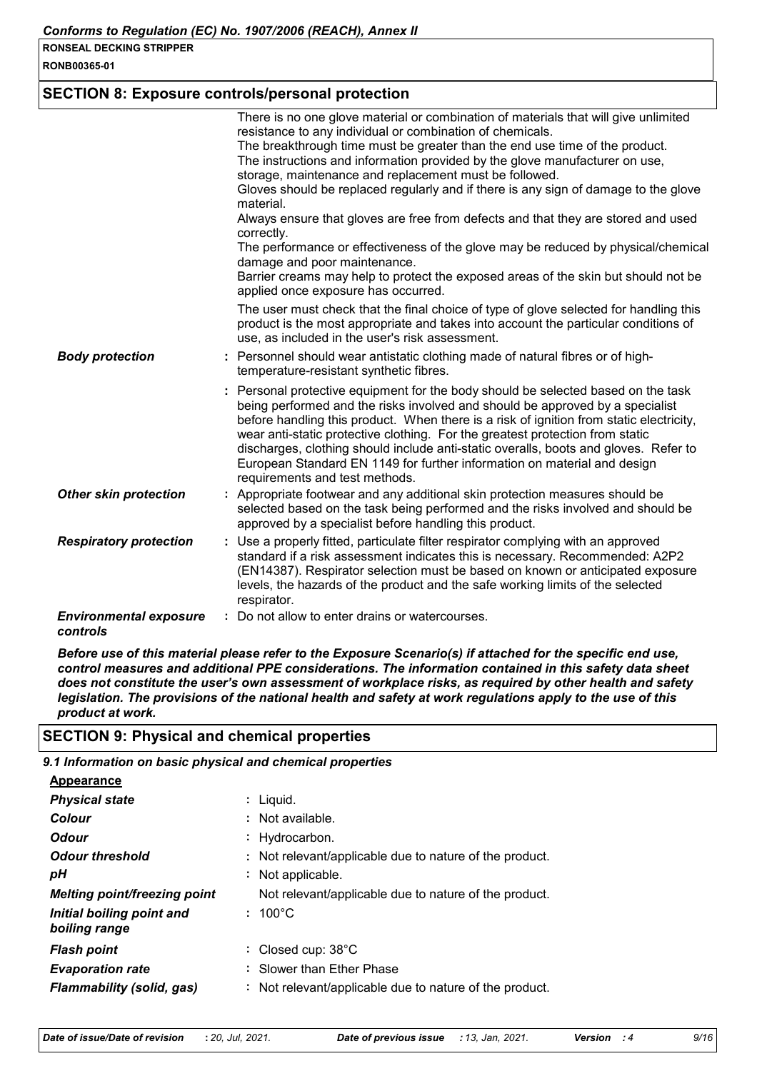## SECTION 8: Exposure controls/personal protection

There is no one glove material or combination of materials that will give unlimited resistance to any individual or combination of chemicals.
The breakthrough time must be greater than the end use time of the product.
The instructions and information provided by the glove manufacturer on use, storage, maintenance and replacement must be followed.
Gloves should be replaced regularly and if there is any sign of damage to the glove material.
Always ensure that gloves are free from defects and that they are stored and used correctly.
The performance or effectiveness of the glove may be reduced by physical/chemical damage and poor maintenance.
Barrier creams may help to protect the exposed areas of the skin but should not be applied once exposure has occurred.

The user must check that the final choice of type of glove selected for handling this product is the most appropriate and takes into account the particular conditions of use, as included in the user's risk assessment.

| | |
|---|---|
| ***Body protection*** | : Personnel should wear antistatic clothing made of natural fibres or of high-temperature-resistant synthetic fibres. |
| | : Personal protective equipment for the body should be selected based on the task being performed and the risks involved and should be approved by a specialist before handling this product. When there is a risk of ignition from static electricity, wear anti-static protective clothing. For the greatest protection from static discharges, clothing should include anti-static overalls, boots and gloves. Refer to European Standard EN 1149 for further information on material and design requirements and test methods. |
| ***Other skin protection*** | : Appropriate footwear and any additional skin protection measures should be selected based on the task being performed and the risks involved and should be approved by a specialist before handling this product. |
| ***Respiratory protection*** | : Use a properly fitted, particulate filter respirator complying with an approved standard if a risk assessment indicates this is necessary. Recommended: A2P2 (EN14387). Respirator selection must be based on known or anticipated exposure levels, the hazards of the product and the safe working limits of the selected respirator. |
| ***Environmental exposure controls*** | : Do not allow to enter drains or watercourses. |

***Before use of this material please refer to the Exposure Scenario(s) if attached for the specific end use, control measures and additional PPE considerations. The information contained in this safety data sheet does not constitute the user's own assessment of workplace risks, as required by other health and safety legislation. The provisions of the national health and safety at work regulations apply to the use of this product at work.***

## SECTION 9: Physical and chemical properties

***9.1 Information on basic physical and chemical properties***

**Appearance**

| | |
|---|---|
| ***Physical state*** | : Liquid. |
| ***Colour*** | : Not available. |
| ***Odour*** | : Hydrocarbon. |
| ***Odour threshold*** | : Not relevant/applicable due to nature of the product. |
| ***pH*** | : Not applicable. |
| ***Melting point/freezing point*** | Not relevant/applicable due to nature of the product. |
| ***Initial boiling point and boiling range*** | : 100°C |
| ***Flash point*** | : Closed cup: 38°C |
| ***Evaporation rate*** | : Slower than Ether Phase |
| ***Flammability (solid, gas)*** | : Not relevant/applicable due to nature of the product. |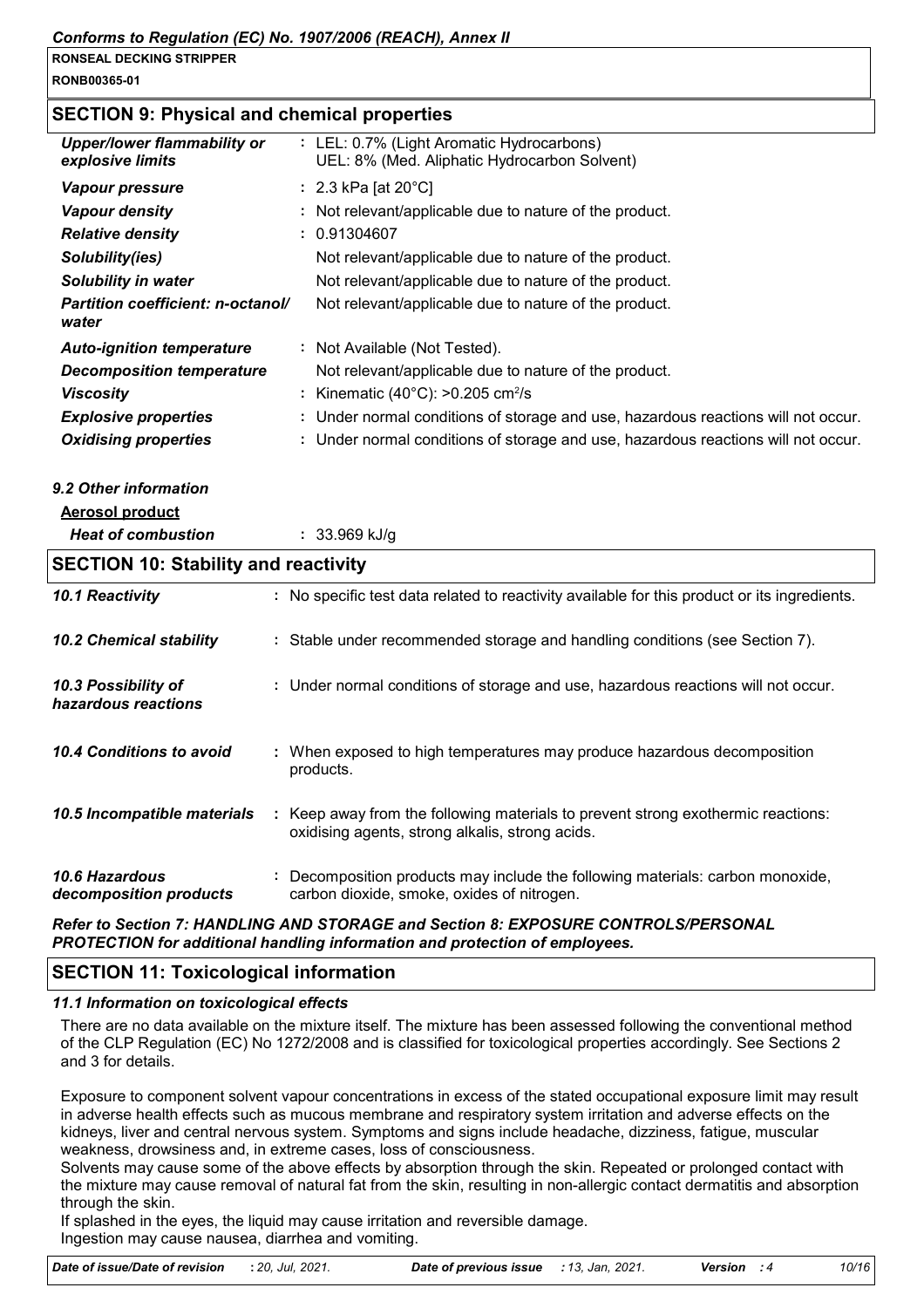## SECTION 9: Physical and chemical properties

| | |
|---|---|
| *Upper/lower flammability or explosive limits* | : LEL: 0.7% (Light Aromatic Hydrocarbons)<br>UEL: 8% (Med. Aliphatic Hydrocarbon Solvent) |
| *Vapour pressure* | : 2.3 kPa [at 20°C] |
| *Vapour density* | : Not relevant/applicable due to nature of the product. |
| *Relative density* | : 0.91304607 |
| *Solubility(ies)* | Not relevant/applicable due to nature of the product. |
| *Solubility in water* | Not relevant/applicable due to nature of the product. |
| *Partition coefficient: n-octanol/water* | Not relevant/applicable due to nature of the product. |
| *Auto-ignition temperature* | : Not Available (Not Tested). |
| *Decomposition temperature* | Not relevant/applicable due to nature of the product. |
| *Viscosity* | : Kinematic (40°C): >0.205 $cm^2/s$ |
| *Explosive properties* | : Under normal conditions of storage and use, hazardous reactions will not occur. |
| *Oxidising properties* | : Under normal conditions of storage and use, hazardous reactions will not occur. |

### *9.2 Other information*

**Aerosol product**

*Heat of combustion* : 33.969 kJ/g

## SECTION 10: Stability and reactivity

| | |
|---|---|
| *10.1 Reactivity* | : No specific test data related to reactivity available for this product or its ingredients. |
| *10.2 Chemical stability* | : Stable under recommended storage and handling conditions (see Section 7). |
| *10.3 Possibility of hazardous reactions* | : Under normal conditions of storage and use, hazardous reactions will not occur. |
| *10.4 Conditions to avoid* | : When exposed to high temperatures may produce hazardous decomposition products. |
| *10.5 Incompatible materials* | : Keep away from the following materials to prevent strong exothermic reactions: oxidising agents, strong alkalis, strong acids. |
| *10.6 Hazardous decomposition products* | : Decomposition products may include the following materials: carbon monoxide, carbon dioxide, smoke, oxides of nitrogen. |

***Refer to Section 7: HANDLING AND STORAGE and Section 8: EXPOSURE CONTROLS/PERSONAL PROTECTION for additional handling information and protection of employees.***

## SECTION 11: Toxicological information

### *11.1 Information on toxicological effects*

There are no data available on the mixture itself. The mixture has been assessed following the conventional method of the CLP Regulation (EC) No 1272/2008 and is classified for toxicological properties accordingly. See Sections 2 and 3 for details.

Exposure to component solvent vapour concentrations in excess of the stated occupational exposure limit may result in adverse health effects such as mucous membrane and respiratory system irritation and adverse effects on the kidneys, liver and central nervous system. Symptoms and signs include headache, dizziness, fatigue, muscular weakness, drowsiness and, in extreme cases, loss of consciousness.
Solvents may cause some of the above effects by absorption through the skin. Repeated or prolonged contact with the mixture may cause removal of natural fat from the skin, resulting in non-allergic contact dermatitis and absorption through the skin.
If splashed in the eyes, the liquid may cause irritation and reversible damage.
Ingestion may cause nausea, diarrhea and vomiting.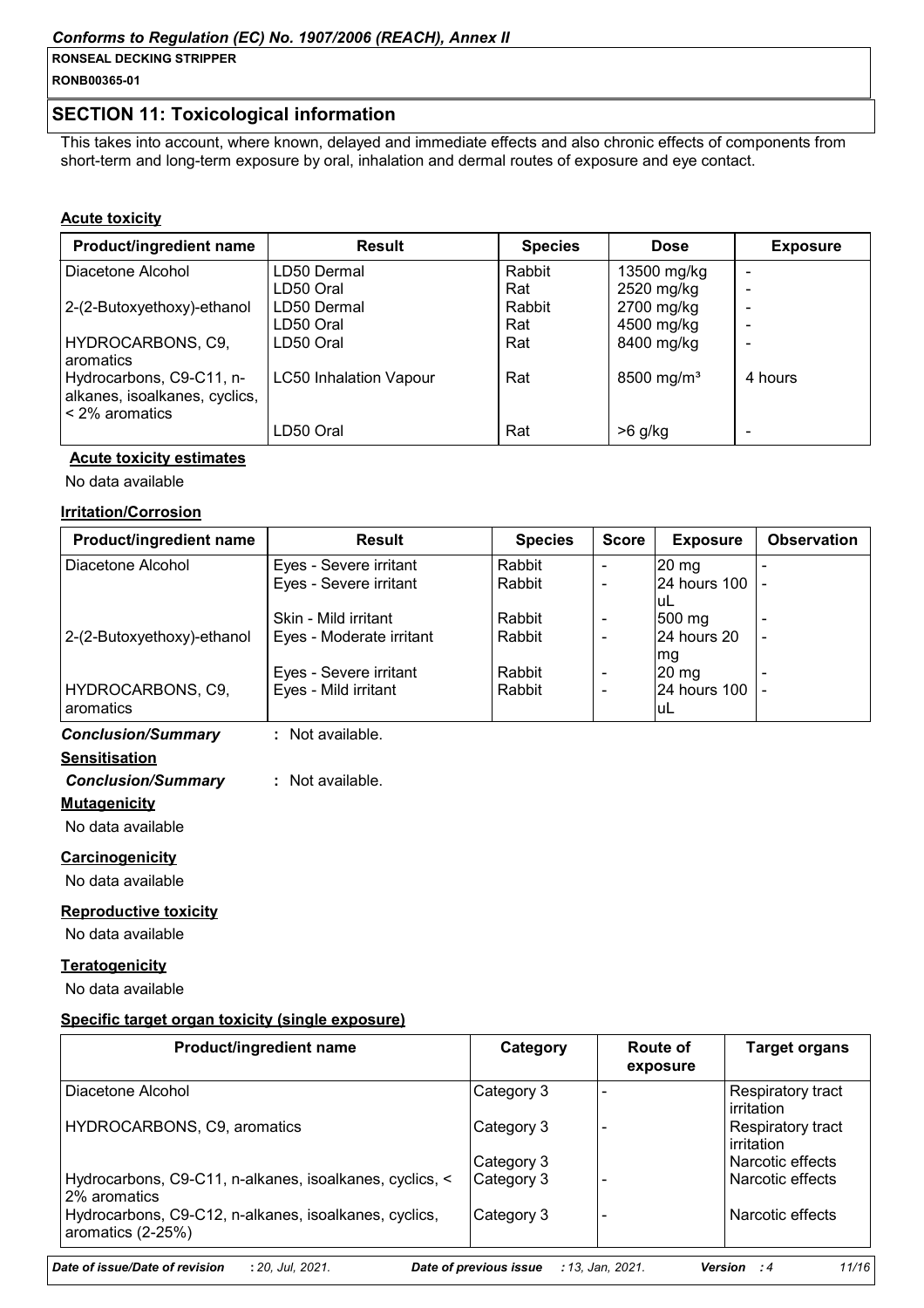## SECTION 11: Toxicological information

This takes into account, where known, delayed and immediate effects and also chronic effects of components from short-term and long-term exposure by oral, inhalation and dermal routes of exposure and eye contact.

### Acute toxicity

| Product/ingredient name | Result | Species | Dose | Exposure |
|---|---|---|---|---|
| Diacetone Alcohol | LD50 Dermal | Rabbit | 13500 mg/kg | - |
| | LD50 Oral | Rat | 2520 mg/kg | - |
| 2-(2-Butoxyethoxy)-ethanol | LD50 Dermal | Rabbit | 2700 mg/kg | - |
| | LD50 Oral | Rat | 4500 mg/kg | - |
| HYDROCARBONS, C9, aromatics | LD50 Oral | Rat | 8400 mg/kg | - |
| Hydrocarbons, C9-C11, n-alkanes, isoalkanes, cyclics, < 2% aromatics | LC50 Inhalation Vapour | Rat | 8500 mg/m³ | 4 hours |
| | LD50 Oral | Rat | >6 g/kg | - |

**Acute toxicity estimates**

No data available

### Irritation/Corrosion

| Product/ingredient name | Result | Species | Score | Exposure | Observation |
|---|---|---|---|---|---|
| Diacetone Alcohol | Eyes - Severe irritant | Rabbit | - | 20 mg | - |
| | Eyes - Severe irritant | Rabbit | - | 24 hours 100 uL | - |
| | Skin - Mild irritant | Rabbit | - | 500 mg | - |
| 2-(2-Butoxyethoxy)-ethanol | Eyes - Moderate irritant | Rabbit | - | 24 hours 20 mg | - |
| | Eyes - Severe irritant | Rabbit | - | 20 mg | - |
| HYDROCARBONS, C9, aromatics | Eyes - Mild irritant | Rabbit | - | 24 hours 100 uL | - |

***Conclusion/Summary*** : Not available.

### Sensitisation

***Conclusion/Summary*** : Not available.

### Mutagenicity

No data available

### Carcinogenicity

No data available

### Reproductive toxicity

No data available

### Teratogenicity

No data available

### Specific target organ toxicity (single exposure)

| Product/ingredient name | Category | Route of exposure | Target organs |
|---|---|---|---|
| Diacetone Alcohol | Category 3 | - | Respiratory tract irritation |
| HYDROCARBONS, C9, aromatics | Category 3 | - | Respiratory tract irritation |
| | Category 3 | | Narcotic effects |
| Hydrocarbons, C9-C11, n-alkanes, isoalkanes, cyclics, < 2% aromatics | Category 3 | - | Narcotic effects |
| Hydrocarbons, C9-C12, n-alkanes, isoalkanes, cyclics, aromatics (2-25%) | Category 3 | - | Narcotic effects |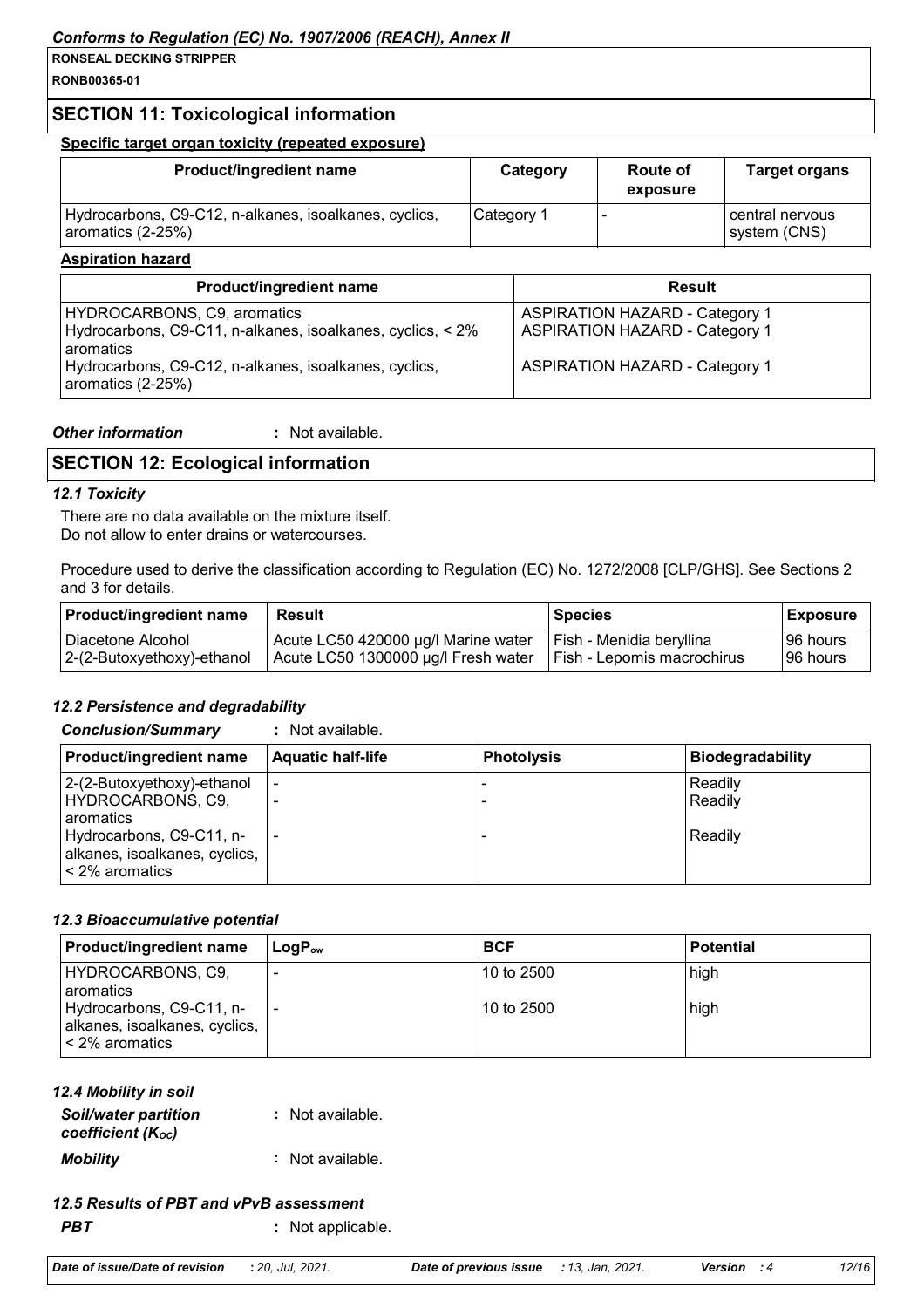## SECTION 11: Toxicological information

**Specific target organ toxicity (repeated exposure)**

| Product/ingredient name | Category | Route of exposure | Target organs |
|---|---|---|---|
| Hydrocarbons, C9-C12, n-alkanes, isoalkanes, cyclics, aromatics (2-25%) | Category 1 | - | central nervous system (CNS) |

**Aspiration hazard**

| Product/ingredient name | Result |
|---|---|
| HYDROCARBONS, C9, aromatics | ASPIRATION HAZARD - Category 1 |
| Hydrocarbons, C9-C11, n-alkanes, isoalkanes, cyclics, < 2% aromatics | ASPIRATION HAZARD - Category 1 |
| Hydrocarbons, C9-C12, n-alkanes, isoalkanes, cyclics, aromatics (2-25%) | ASPIRATION HAZARD - Category 1 |

***Other information*** : Not available.

## SECTION 12: Ecological information

### *12.1 Toxicity*

There are no data available on the mixture itself.
Do not allow to enter drains or watercourses.

Procedure used to derive the classification according to Regulation (EC) No. 1272/2008 [CLP/GHS]. See Sections 2 and 3 for details.

| Product/ingredient name | Result | Species | Exposure |
|---|---|---|---|
| Diacetone Alcohol | Acute LC50 420000 µg/l Marine water | Fish - Menidia beryllina | 96 hours |
| 2-(2-Butoxyethoxy)-ethanol | Acute LC50 1300000 µg/l Fresh water | Fish - Lepomis macrochirus | 96 hours |

### *12.2 Persistence and degradability*

***Conclusion/Summary*** : Not available.

| Product/ingredient name | Aquatic half-life | Photolysis | Biodegradability |
|---|---|---|---|
| 2-(2-Butoxyethoxy)-ethanol | - | - | Readily |
| HYDROCARBONS, C9, aromatics | - | - | Readily |
| Hydrocarbons, C9-C11, n-alkanes, isoalkanes, cyclics, < 2% aromatics | - | - | Readily |

### *12.3 Bioaccumulative potential*

| Product/ingredient name | $LogP_{ow}$ | BCF | Potential |
|---|---|---|---|
| HYDROCARBONS, C9, aromatics | - | 10 to 2500 | high |
| Hydrocarbons, C9-C11, n-alkanes, isoalkanes, cyclics, < 2% aromatics | - | 10 to 2500 | high |

### *12.4 Mobility in soil*

***Soil/water partition coefficient ($K_{OC}$)*** : Not available.

***Mobility*** : Not available.

### *12.5 Results of PBT and vPvB assessment*

***PBT*** : Not applicable.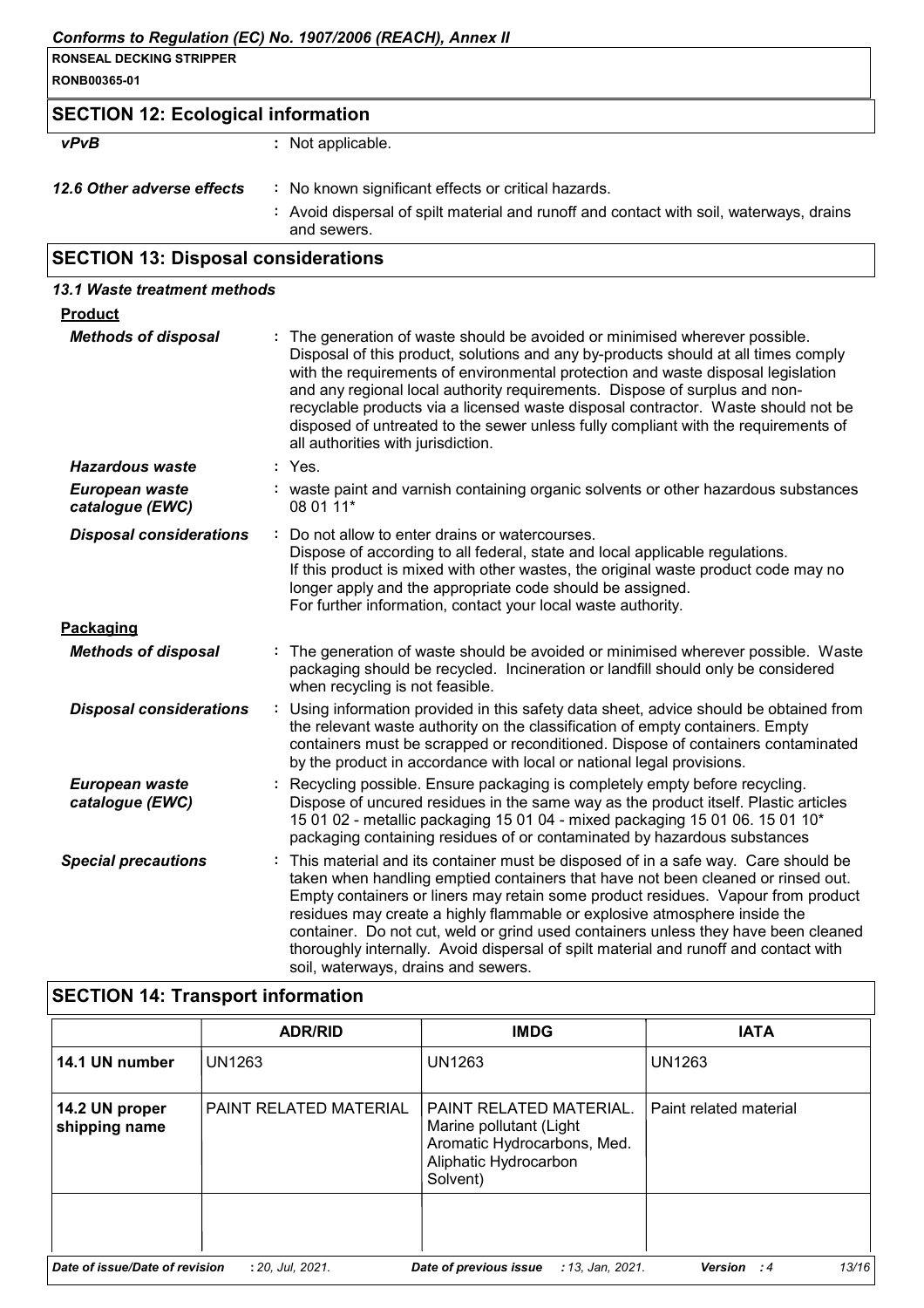## SECTION 12: Ecological information

| | |
|---|---|
| *vPvB* | : Not applicable. |
| *12.6 Other adverse effects* | : No known significant effects or critical hazards. |
| | : Avoid dispersal of spilt material and runoff and contact with soil, waterways, drains and sewers. |

## SECTION 13: Disposal considerations

### *13.1 Waste treatment methods*

**Product**

| | |
|---|---|
| *Methods of disposal* | : The generation of waste should be avoided or minimised wherever possible. Disposal of this product, solutions and any by-products should at all times comply with the requirements of environmental protection and waste disposal legislation and any regional local authority requirements. Dispose of surplus and non-recyclable products via a licensed waste disposal contractor. Waste should not be disposed of untreated to the sewer unless fully compliant with the requirements of all authorities with jurisdiction. |
| *Hazardous waste* | : Yes. |
| *European waste catalogue (EWC)* | : waste paint and varnish containing organic solvents or other hazardous substances 08 01 11* |
| *Disposal considerations* | : Do not allow to enter drains or watercourses. Dispose of according to all federal, state and local applicable regulations. If this product is mixed with other wastes, the original waste product code may no longer apply and the appropriate code should be assigned. For further information, contact your local waste authority. |

**Packaging**

| | |
|---|---|
| *Methods of disposal* | : The generation of waste should be avoided or minimised wherever possible. Waste packaging should be recycled. Incineration or landfill should only be considered when recycling is not feasible. |
| *Disposal considerations* | : Using information provided in this safety data sheet, advice should be obtained from the relevant waste authority on the classification of empty containers. Empty containers must be scrapped or reconditioned. Dispose of containers contaminated by the product in accordance with local or national legal provisions. |
| *European waste catalogue (EWC)* | : Recycling possible. Ensure packaging is completely empty before recycling. Dispose of uncured residues in the same way as the product itself. Plastic articles 15 01 02 - metallic packaging 15 01 04 - mixed packaging 15 01 06. 15 01 10* packaging containing residues of or contaminated by hazardous substances |
| *Special precautions* | : This material and its container must be disposed of in a safe way. Care should be taken when handling emptied containers that have not been cleaned or rinsed out. Empty containers or liners may retain some product residues. Vapour from product residues may create a highly flammable or explosive atmosphere inside the container. Do not cut, weld or grind used containers unless they have been cleaned thoroughly internally. Avoid dispersal of spilt material and runoff and contact with soil, waterways, drains and sewers. |

## SECTION 14: Transport information

| | ADR/RID | IMDG | IATA |
|---|---|---|---|
| **14.1 UN number** | UN1263 | UN1263 | UN1263 |
| **14.2 UN proper shipping name** | PAINT RELATED MATERIAL | PAINT RELATED MATERIAL. Marine pollutant (Light Aromatic Hydrocarbons, Med. Aliphatic Hydrocarbon Solvent) | Paint related material |
| | | | |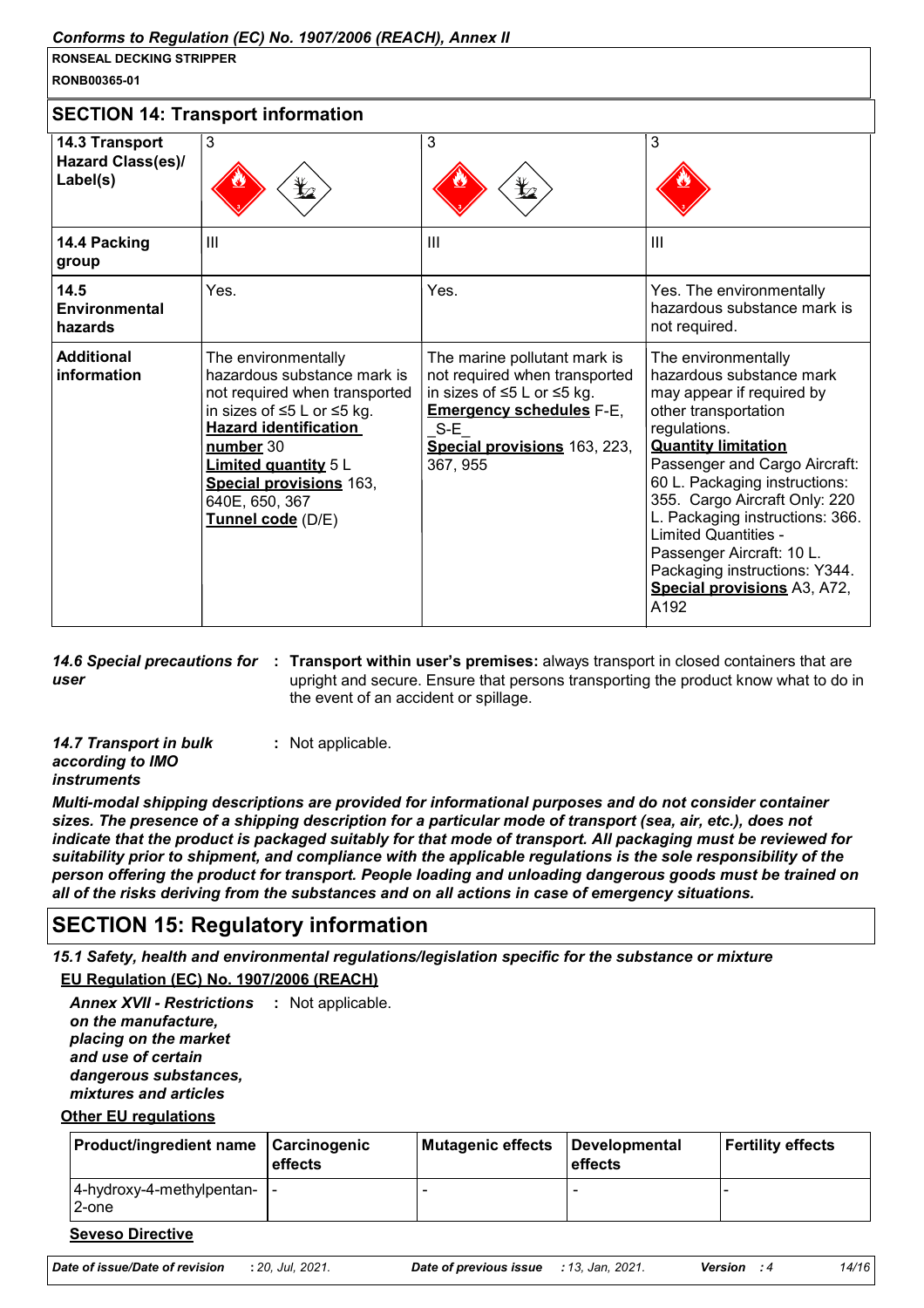## SECTION 14: Transport information

| | | | |
|---|---|---|---|
| **14.3 Transport Hazard Class(es)/ Label(s)** | 3 | 3 | 3 |
| **14.4 Packing group** | III | III | III |
| **14.5 Environmental hazards** | Yes. | Yes. | Yes. The environmentally hazardous substance mark is not required. |
| **Additional information** | The environmentally hazardous substance mark is not required when transported in sizes of ≤5 L or ≤5 kg. **Hazard identification number** 30 **Limited quantity** 5 L **Special provisions** 163, 640E, 650, 367 **Tunnel code** (D/E) | The marine pollutant mark is not required when transported in sizes of ≤5 L or ≤5 kg. **Emergency schedules** F-E, _S-E_ **Special provisions** 163, 223, 367, 955 | The environmentally hazardous substance mark may appear if required by other transportation regulations. **Quantity limitation** Passenger and Cargo Aircraft: 60 L. Packaging instructions: 355. Cargo Aircraft Only: 220 L. Packaging instructions: 366. Limited Quantities - Passenger Aircraft: 10 L. Packaging instructions: Y344. **Special provisions** A3, A72, A192 |

*14.6 Special precautions for user* : **Transport within user's premises:** always transport in closed containers that are upright and secure. Ensure that persons transporting the product know what to do in the event of an accident or spillage.

*14.7 Transport in bulk according to IMO instruments* : Not applicable.

***Multi-modal shipping descriptions are provided for informational purposes and do not consider container sizes. The presence of a shipping description for a particular mode of transport (sea, air, etc.), does not indicate that the product is packaged suitably for that mode of transport. All packaging must be reviewed for suitability prior to shipment, and compliance with the applicable regulations is the sole responsibility of the person offering the product for transport. People loading and unloading dangerous goods must be trained on all of the risks deriving from the substances and on all actions in case of emergency situations.***

## SECTION 15: Regulatory information

***15.1 Safety, health and environmental regulations/legislation specific for the substance or mixture***

**EU Regulation (EC) No. 1907/2006 (REACH)**

***Annex XVII - Restrictions on the manufacture, placing on the market and use of certain dangerous substances, mixtures and articles*** : Not applicable.

**Other EU regulations**

| Product/ingredient name | Carcinogenic effects | Mutagenic effects | Developmental effects | Fertility effects |
|---|---|---|---|---|
| 4-hydroxy-4-methylpentan-2-one | - | - | - | - |

**Seveso Directive**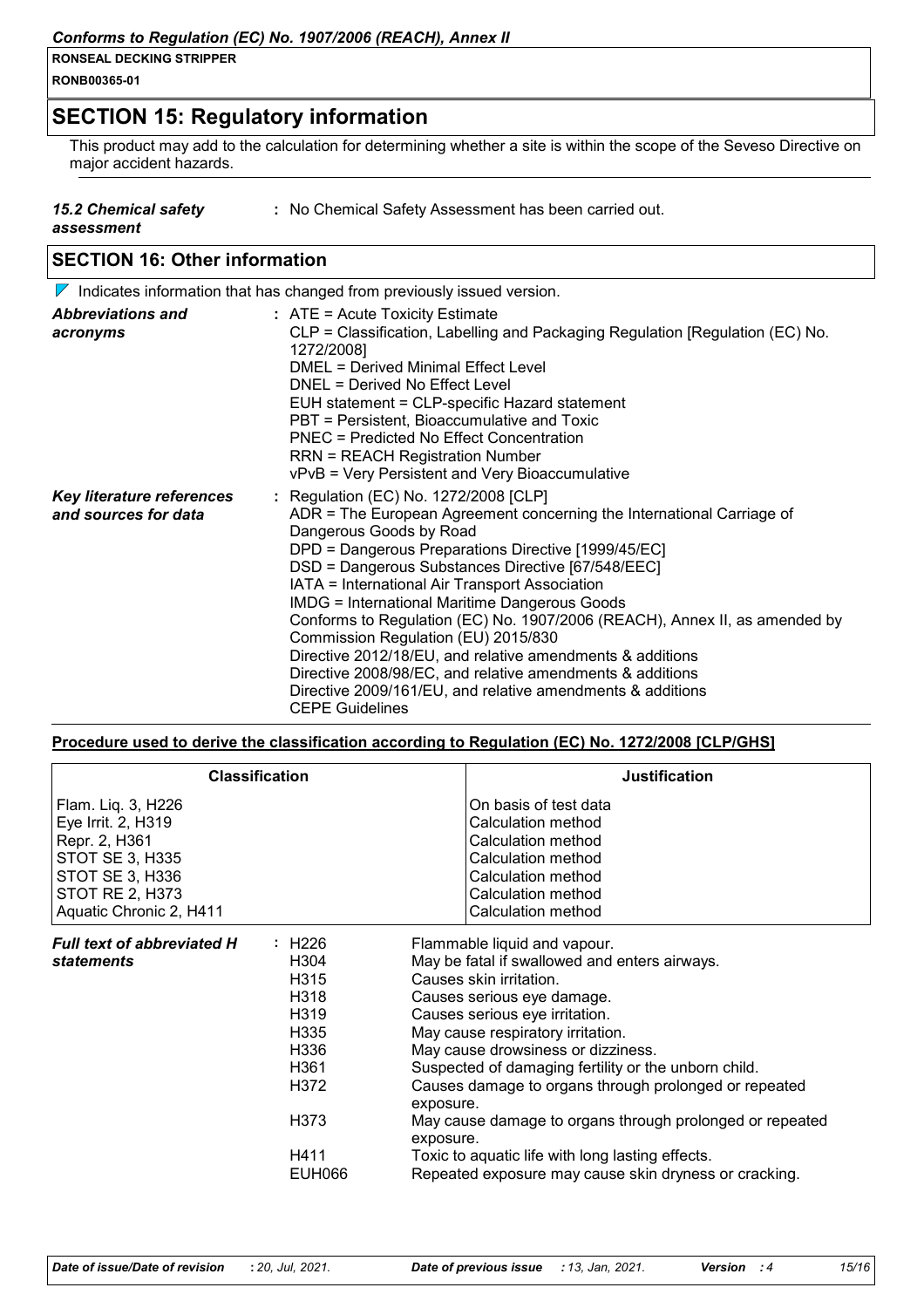## SECTION 15: Regulatory information

This product may add to the calculation for determining whether a site is within the scope of the Seveso Directive on major accident hazards.

***15.2 Chemical safety assessment*** **:** No Chemical Safety Assessment has been carried out.

## SECTION 16: Other information

Indicates information that has changed from previously issued version.

***Abbreviations and acronyms*** **:** ATE = Acute Toxicity Estimate
CLP = Classification, Labelling and Packaging Regulation [Regulation (EC) No. 1272/2008]
DMEL = Derived Minimal Effect Level
DNEL = Derived No Effect Level
EUH statement = CLP-specific Hazard statement
PBT = Persistent, Bioaccumulative and Toxic
PNEC = Predicted No Effect Concentration
RRN = REACH Registration Number
vPvB = Very Persistent and Very Bioaccumulative

***Key literature references and sources for data*** **:** Regulation (EC) No. 1272/2008 [CLP]
ADR = The European Agreement concerning the International Carriage of Dangerous Goods by Road
DPD = Dangerous Preparations Directive [1999/45/EC]
DSD = Dangerous Substances Directive [67/548/EEC]
IATA = International Air Transport Association
IMDG = International Maritime Dangerous Goods
Conforms to Regulation (EC) No. 1907/2006 (REACH), Annex II, as amended by Commission Regulation (EU) 2015/830
Directive 2012/18/EU, and relative amendments & additions
Directive 2008/98/EC, and relative amendments & additions
Directive 2009/161/EU, and relative amendments & additions
CEPE Guidelines

**Procedure used to derive the classification according to Regulation (EC) No. 1272/2008 [CLP/GHS]**

| Classification | Justification |
|---|---|
| Flam. Liq. 3, H226 | On basis of test data |
| Eye Irrit. 2, H319 | Calculation method |
| Repr. 2, H361 | Calculation method |
| STOT SE 3, H335 | Calculation method |
| STOT SE 3, H336 | Calculation method |
| STOT RE 2, H373 | Calculation method |
| Aquatic Chronic 2, H411 | Calculation method |

***Full text of abbreviated H statements*** **:**

| | |
|---|---|
| H226 | Flammable liquid and vapour. |
| H304 | May be fatal if swallowed and enters airways. |
| H315 | Causes skin irritation. |
| H318 | Causes serious eye damage. |
| H319 | Causes serious eye irritation. |
| H335 | May cause respiratory irritation. |
| H336 | May cause drowsiness or dizziness. |
| H361 | Suspected of damaging fertility or the unborn child. |
| H372 | Causes damage to organs through prolonged or repeated exposure. |
| H373 | May cause damage to organs through prolonged or repeated exposure. |
| H411 | Toxic to aquatic life with long lasting effects. |
| EUH066 | Repeated exposure may cause skin dryness or cracking. |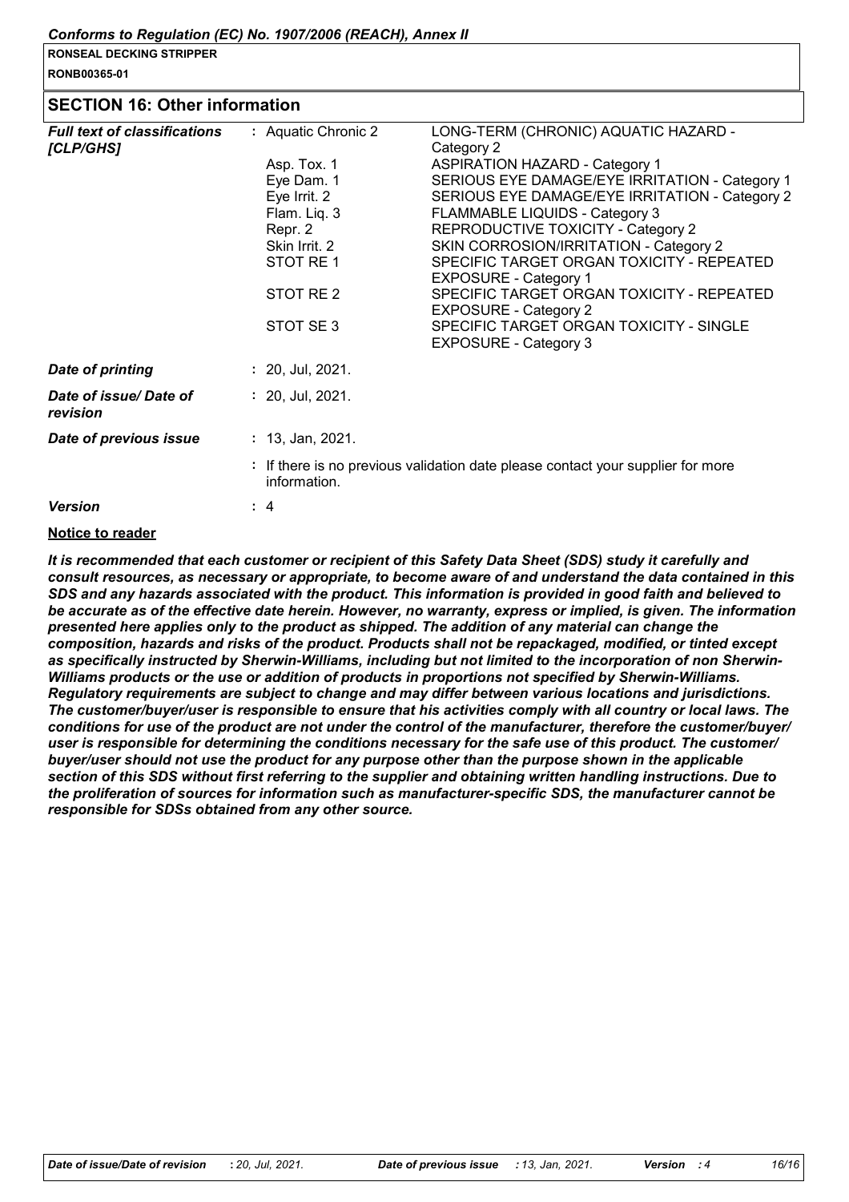## SECTION 16: Other information

| | | |
|---|---|---|
| *Full text of classifications [CLP/GHS]* | : Aquatic Chronic 2 | LONG-TERM (CHRONIC) AQUATIC HAZARD - Category 2 |
| | Asp. Tox. 1 | ASPIRATION HAZARD - Category 1 |
| | Eye Dam. 1 | SERIOUS EYE DAMAGE/EYE IRRITATION - Category 1 |
| | Eye Irrit. 2 | SERIOUS EYE DAMAGE/EYE IRRITATION - Category 2 |
| | Flam. Liq. 3 | FLAMMABLE LIQUIDS - Category 3 |
| | Repr. 2 | REPRODUCTIVE TOXICITY - Category 2 |
| | Skin Irrit. 2 | SKIN CORROSION/IRRITATION - Category 2 |
| | STOT RE 1 | SPECIFIC TARGET ORGAN TOXICITY - REPEATED EXPOSURE - Category 1 |
| | STOT RE 2 | SPECIFIC TARGET ORGAN TOXICITY - REPEATED EXPOSURE - Category 2 |
| | STOT SE 3 | SPECIFIC TARGET ORGAN TOXICITY - SINGLE EXPOSURE - Category 3 |

| | |
|---|---|
| *Date of printing* | : 20, Jul, 2021. |
| *Date of issue/ Date of revision* | : 20, Jul, 2021. |
| *Date of previous issue* | : 13, Jan, 2021. |
| | : If there is no previous validation date please contact your supplier for more information. |
| *Version* | : 4 |

**Notice to reader**

***It is recommended that each customer or recipient of this Safety Data Sheet (SDS) study it carefully and consult resources, as necessary or appropriate, to become aware of and understand the data contained in this SDS and any hazards associated with the product. This information is provided in good faith and believed to be accurate as of the effective date herein. However, no warranty, express or implied, is given. The information presented here applies only to the product as shipped. The addition of any material can change the composition, hazards and risks of the product. Products shall not be repackaged, modified, or tinted except as specifically instructed by Sherwin-Williams, including but not limited to the incorporation of non Sherwin-Williams products or the use or addition of products in proportions not specified by Sherwin-Williams. Regulatory requirements are subject to change and may differ between various locations and jurisdictions. The customer/buyer/user is responsible to ensure that his activities comply with all country or local laws. The conditions for use of the product are not under the control of the manufacturer, therefore the customer/buyer/user is responsible for determining the conditions necessary for the safe use of this product. The customer/buyer/user should not use the product for any purpose other than the purpose shown in the applicable section of this SDS without first referring to the supplier and obtaining written handling instructions. Due to the proliferation of sources for information such as manufacturer-specific SDS, the manufacturer cannot be responsible for SDSs obtained from any other source.***